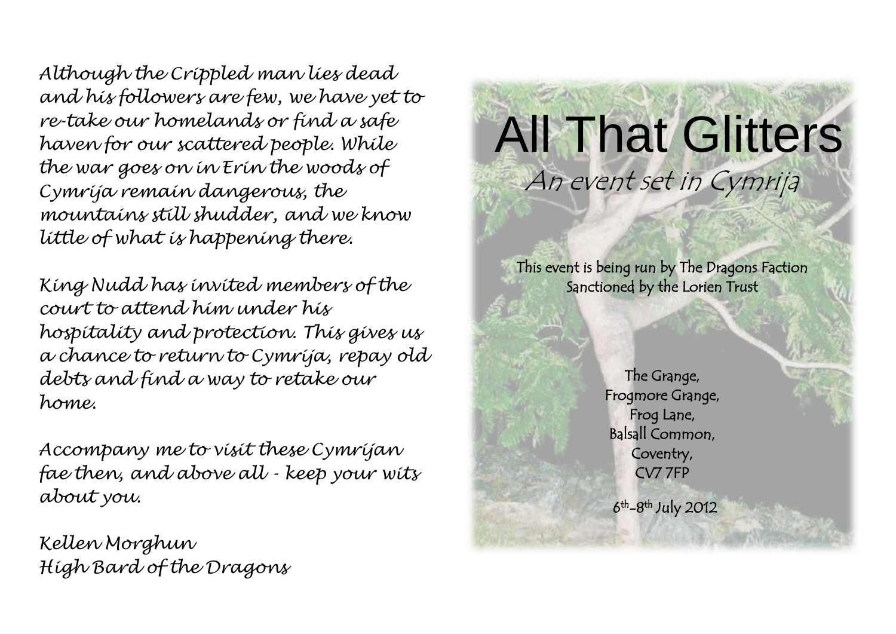*Although the Crippled man lies dead and his followers are few, we have yet to re-take our homelands or find a safe haven for our scattered people. While the war goes on in Erin the woods of Cymrija remain dangerous, the mountains still shudder, and we know little of what is happening there.*

*King Nudd has invited members of the court to attend him under his hospitality and protection. This gives us a chance to return to Cymrija, repay old debts and find a way to retake our home.*

*Accompany me to visit these Cymrijan fae then, and above all - keep your wits about you.*

*Kellen Morghun*
*High Bard of the Dragons*

# All That Glitters

*An event set in Cymrija*

This event is being run by The Dragons Faction
Sanctioned by the Lorien Trust

The Grange,
Frogmore Grange,
Frog Lane,
Balsall Common,
Coventry,
CV7 7FP

6th-8th July 2012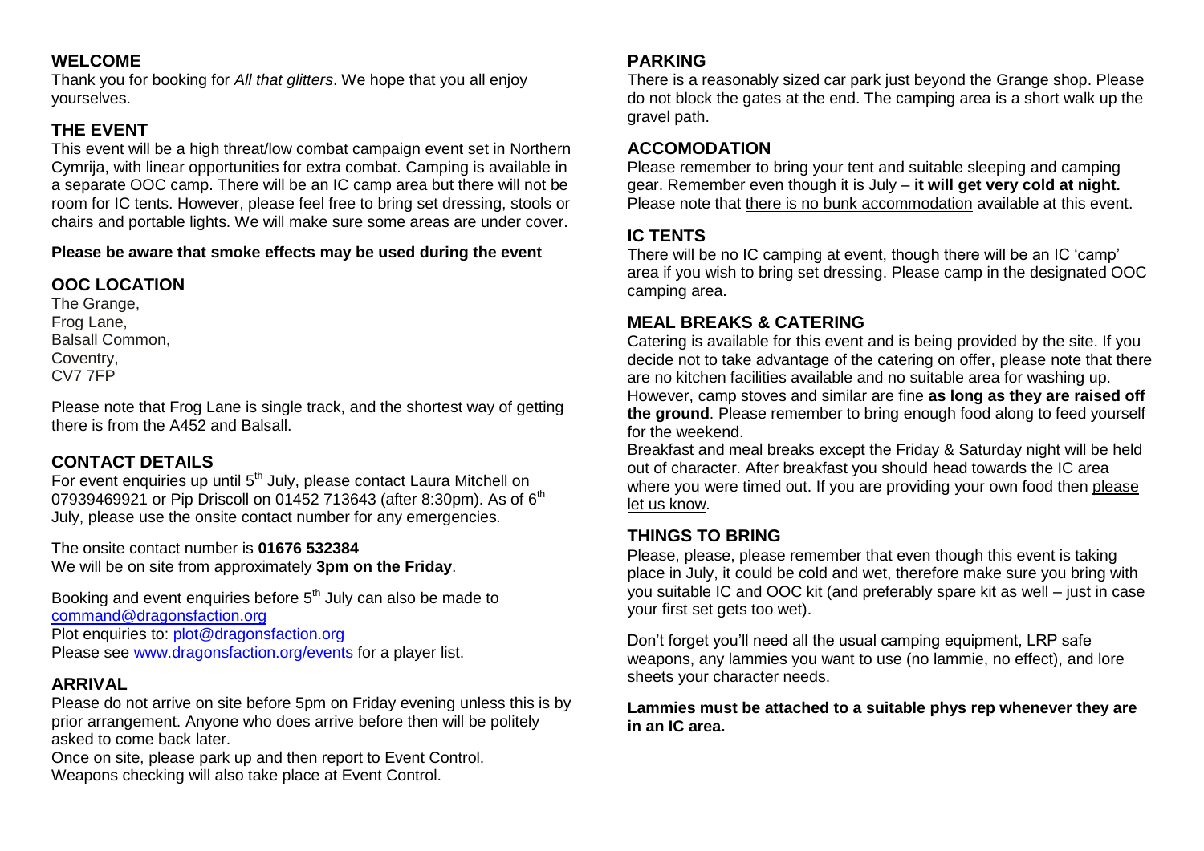## WELCOME

Thank you for booking for *All that glitters*. We hope that you all enjoy yourselves.

## THE EVENT

This event will be a high threat/low combat campaign event set in Northern Cymrija, with linear opportunities for extra combat. Camping is available in a separate OOC camp. There will be an IC camp area but there will not be room for IC tents. However, please feel free to bring set dressing, stools or chairs and portable lights. We will make sure some areas are under cover.

**Please be aware that smoke effects may be used during the event**

## OOC LOCATION

The Grange,
Frog Lane,
Balsall Common,
Coventry,
CV7 7FP

Please note that Frog Lane is single track, and the shortest way of getting there is from the A452 and Balsall.

## CONTACT DETAILS

For event enquiries up until 5th July, please contact Laura Mitchell on 07939469921 or Pip Driscoll on 01452 713643 (after 8:30pm). As of 6th July, please use the onsite contact number for any emergencies.

The onsite contact number is **01676 532384**
We will be on site from approximately **3pm on the Friday**.

Booking and event enquiries before 5th July can also be made to command@dragonsfaction.org
Plot enquiries to: plot@dragonsfaction.org
Please see www.dragonsfaction.org/events for a player list.

## ARRIVAL

Please do not arrive on site before 5pm on Friday evening unless this is by prior arrangement. Anyone who does arrive before then will be politely asked to come back later.
Once on site, please park up and then report to Event Control.
Weapons checking will also take place at Event Control.

## PARKING

There is a reasonably sized car park just beyond the Grange shop. Please do not block the gates at the end. The camping area is a short walk up the gravel path.

## ACCOMODATION

Please remember to bring your tent and suitable sleeping and camping gear. Remember even though it is July – **it will get very cold at night.** Please note that there is no bunk accommodation available at this event.

## IC TENTS

There will be no IC camping at event, though there will be an IC 'camp' area if you wish to bring set dressing. Please camp in the designated OOC camping area.

## MEAL BREAKS & CATERING

Catering is available for this event and is being provided by the site. If you decide not to take advantage of the catering on offer, please note that there are no kitchen facilities available and no suitable area for washing up. However, camp stoves and similar are fine **as long as they are raised off the ground**. Please remember to bring enough food along to feed yourself for the weekend.
Breakfast and meal breaks except the Friday & Saturday night will be held out of character. After breakfast you should head towards the IC area where you were timed out. If you are providing your own food then please let us know.

## THINGS TO BRING

Please, please, please remember that even though this event is taking place in July, it could be cold and wet, therefore make sure you bring with you suitable IC and OOC kit (and preferably spare kit as well – just in case your first set gets too wet).

Don't forget you'll need all the usual camping equipment, LRP safe weapons, any lammies you want to use (no lammie, no effect), and lore sheets your character needs.

**Lammies must be attached to a suitable phys rep whenever they are in an IC area.**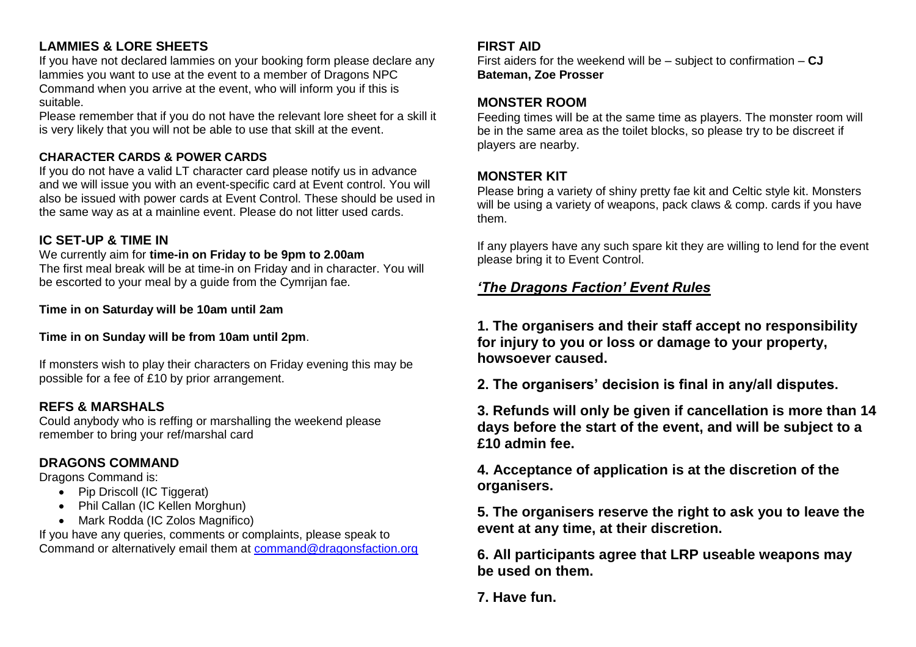## LAMMIES & LORE SHEETS

If you have not declared lammies on your booking form please declare any lammies you want to use at the event to a member of Dragons NPC Command when you arrive at the event, who will inform you if this is suitable.

Please remember that if you do not have the relevant lore sheet for a skill it is very likely that you will not be able to use that skill at the event.

### CHARACTER CARDS & POWER CARDS

If you do not have a valid LT character card please notify us in advance and we will issue you with an event-specific card at Event control. You will also be issued with power cards at Event Control. These should be used in the same way as at a mainline event. Please do not litter used cards.

## IC SET-UP & TIME IN

We currently aim for **time-in on Friday to be 9pm to 2.00am**

The first meal break will be at time-in on Friday and in character. You will be escorted to your meal by a guide from the Cymrijan fae.

**Time in on Saturday will be 10am until 2am**

**Time in on Sunday will be from 10am until 2pm**.

If monsters wish to play their characters on Friday evening this may be possible for a fee of £10 by prior arrangement.

## REFS & MARSHALS

Could anybody who is reffing or marshalling the weekend please remember to bring your ref/marshal card

## DRAGONS COMMAND

Dragons Command is:

- Pip Driscoll (IC Tiggerat)
- Phil Callan (IC Kellen Morghun)
- Mark Rodda (IC Zolos Magnifico)

If you have any queries, comments or complaints, please speak to Command or alternatively email them at command@dragonsfaction.org

## FIRST AID

First aiders for the weekend will be – subject to confirmation – **CJ Bateman, Zoe Prosser**

## MONSTER ROOM

Feeding times will be at the same time as players. The monster room will be in the same area as the toilet blocks, so please try to be discreet if players are nearby.

## MONSTER KIT

Please bring a variety of shiny pretty fae kit and Celtic style kit. Monsters will be using a variety of weapons, pack claws & comp. cards if you have them.

If any players have any such spare kit they are willing to lend for the event please bring it to Event Control.

## *'The Dragons Faction' Event Rules*

**1. The organisers and their staff accept no responsibility for injury to you or loss or damage to your property, howsoever caused.**

**2. The organisers' decision is final in any/all disputes.**

**3. Refunds will only be given if cancellation is more than 14 days before the start of the event, and will be subject to a £10 admin fee.**

**4. Acceptance of application is at the discretion of the organisers.**

**5. The organisers reserve the right to ask you to leave the event at any time, at their discretion.**

**6. All participants agree that LRP useable weapons may be used on them.**

**7. Have fun.**